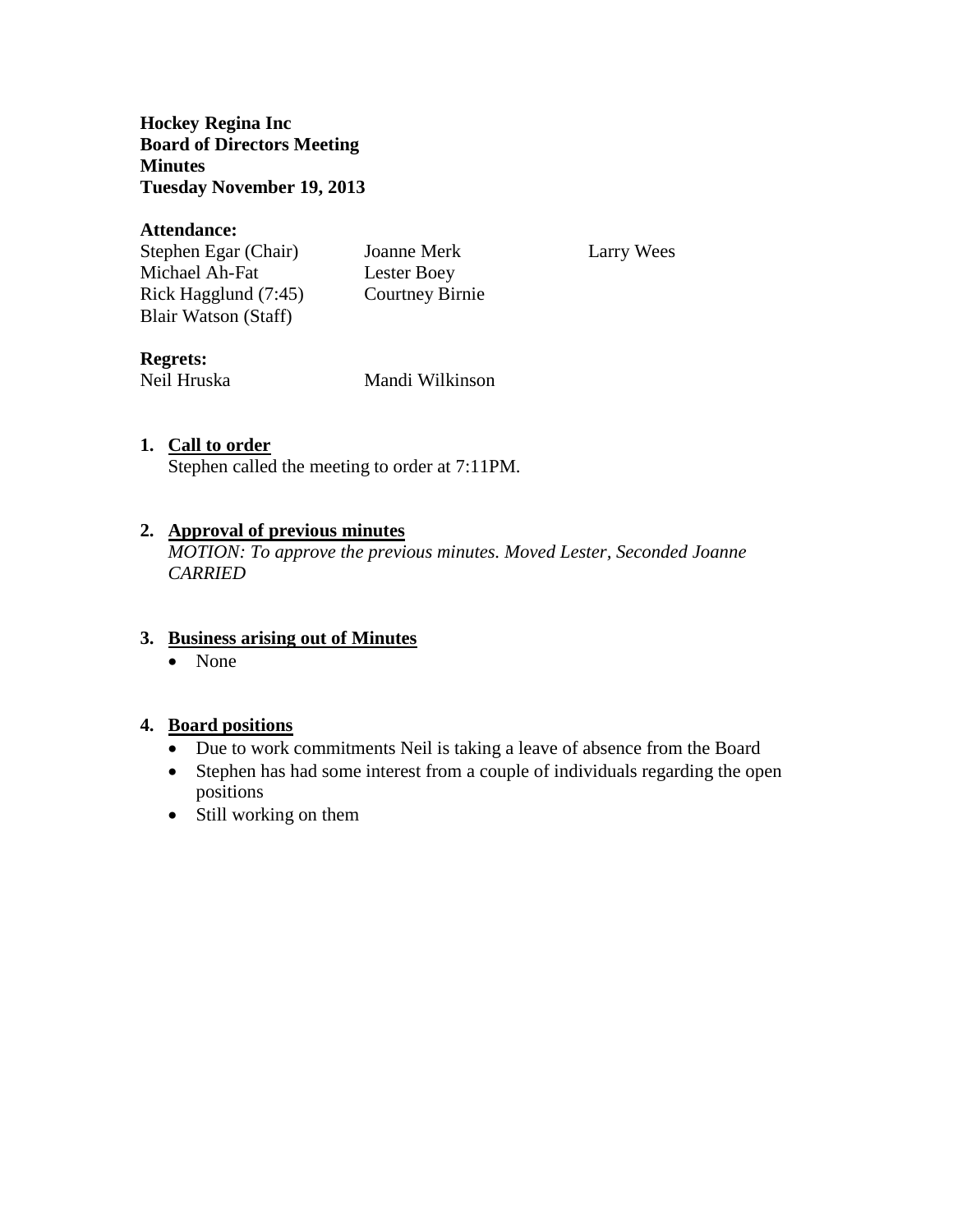**Hockey Regina Inc**
**Board of Directors Meeting**
**Minutes**
**Tuesday November 19, 2013**

**Attendance:**

| | | |
|---|---|---|
| Stephen Egar (Chair) | Joanne Merk | Larry Wees |
| Michael Ah-Fat | Lester Boey | |
| Rick Hagglund (7:45) | Courtney Birnie | |
| Blair Watson (Staff) | | |

**Regrets:**

| | |
|---|---|
| Neil Hruska | Mandi Wilkinson |

1. **Call to order**

   Stephen called the meeting to order at 7:11PM.

2. **Approval of previous minutes**

   *MOTION: To approve the previous minutes. Moved Lester, Seconded Joanne CARRIED*

3. **Business arising out of Minutes**

   - None

4. **Board positions**

   - Due to work commitments Neil is taking a leave of absence from the Board
   - Stephen has had some interest from a couple of individuals regarding the open positions
   - Still working on them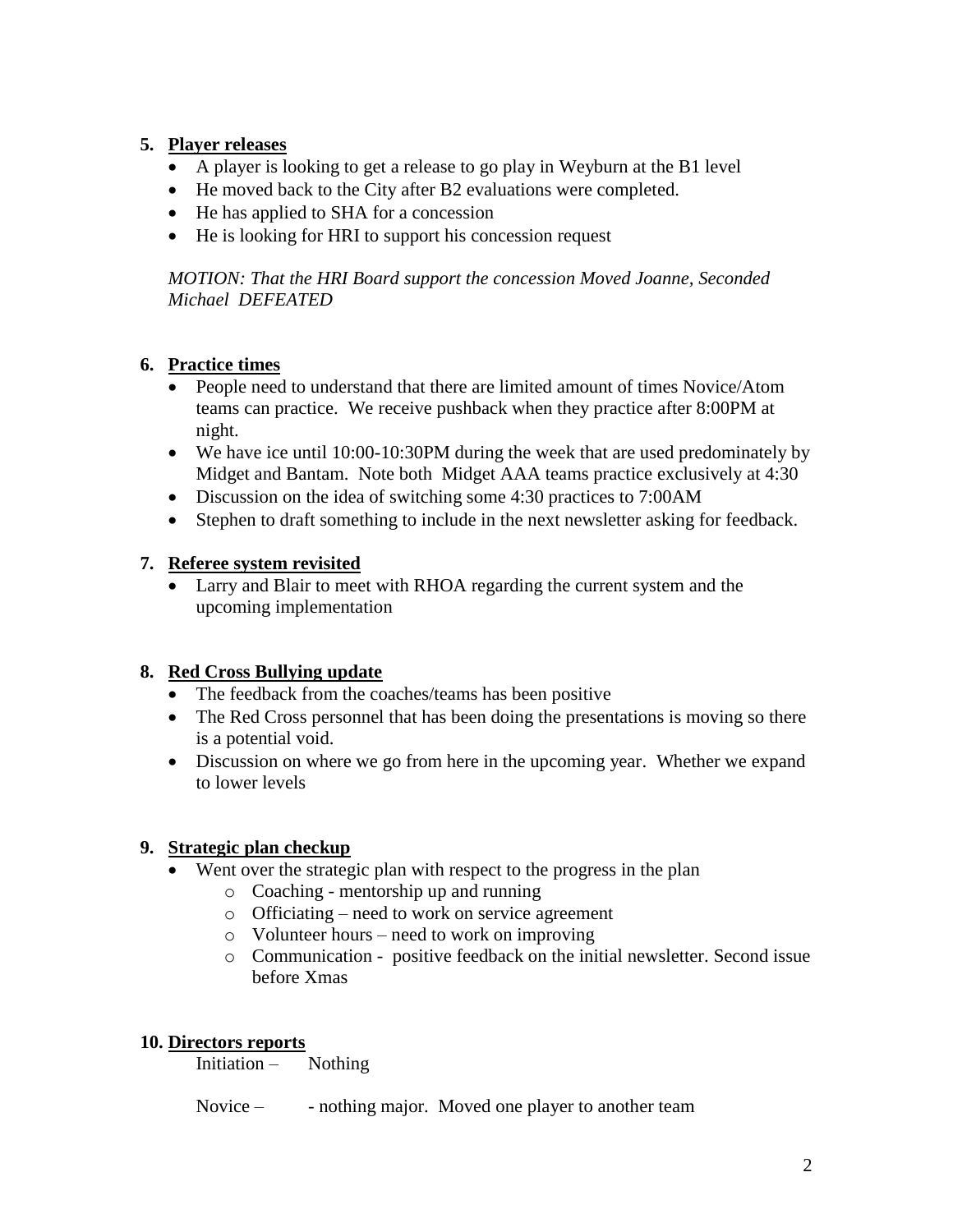## 5. Player releases

- A player is looking to get a release to go play in Weyburn at the B1 level
- He moved back to the City after B2 evaluations were completed.
- He has applied to SHA for a concession
- He is looking for HRI to support his concession request

*MOTION: That the HRI Board support the concession Moved Joanne, Seconded Michael DEFEATED*

## 6. Practice times

- People need to understand that there are limited amount of times Novice/Atom teams can practice. We receive pushback when they practice after 8:00PM at night.
- We have ice until 10:00-10:30PM during the week that are used predominately by Midget and Bantam. Note both Midget AAA teams practice exclusively at 4:30
- Discussion on the idea of switching some 4:30 practices to 7:00AM
- Stephen to draft something to include in the next newsletter asking for feedback.

## 7. Referee system revisited

- Larry and Blair to meet with RHOA regarding the current system and the upcoming implementation

## 8. Red Cross Bullying update

- The feedback from the coaches/teams has been positive
- The Red Cross personnel that has been doing the presentations is moving so there is a potential void.
- Discussion on where we go from here in the upcoming year. Whether we expand to lower levels

## 9. Strategic plan checkup

- Went over the strategic plan with respect to the progress in the plan
  - Coaching - mentorship up and running
  - Officiating – need to work on service agreement
  - Volunteer hours – need to work on improving
  - Communication - positive feedback on the initial newsletter. Second issue before Xmas

## 10. Directors reports

Initiation – Nothing

Novice – - nothing major. Moved one player to another team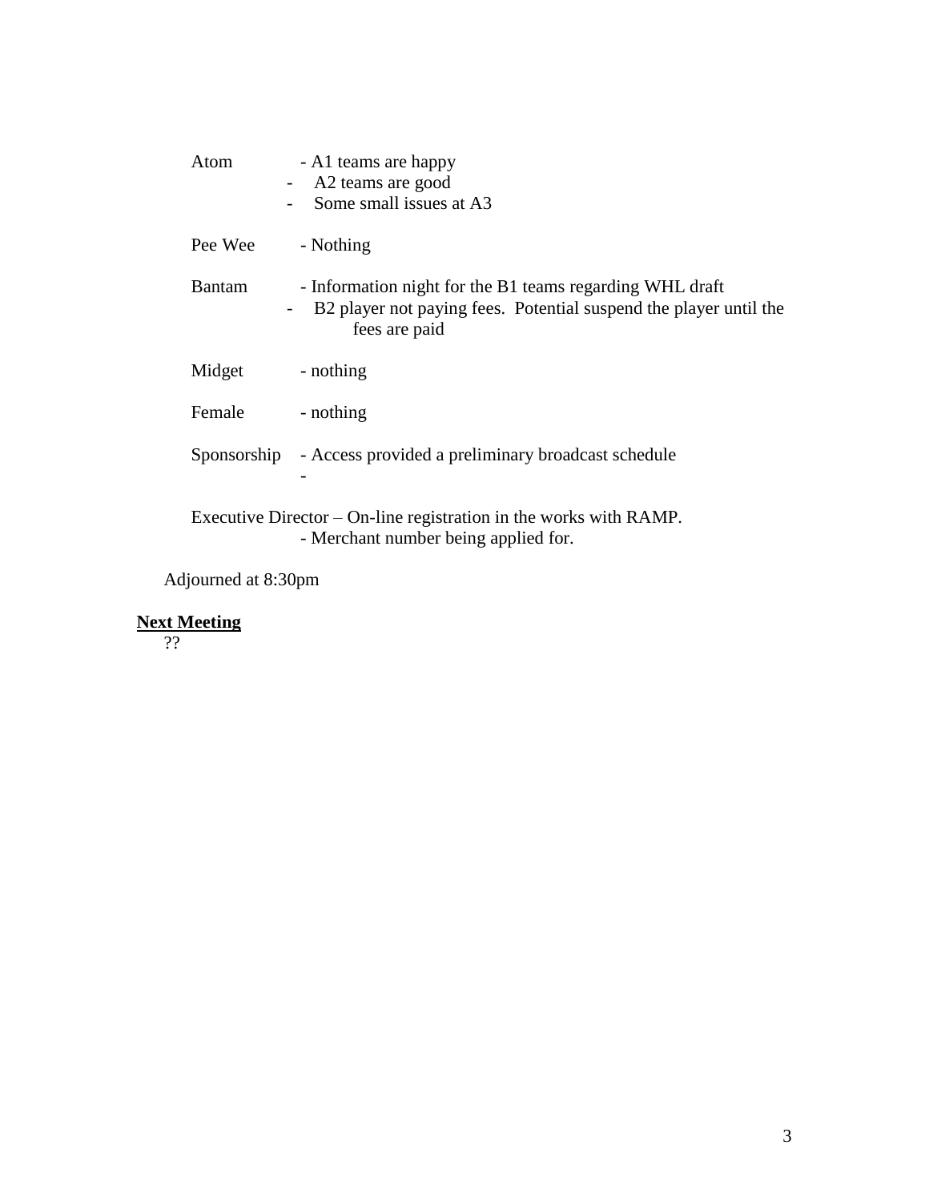Atom - A1 teams are happy
- A2 teams are good
- Some small issues at A3

Pee Wee - Nothing

Bantam - Information night for the B1 teams regarding WHL draft
- B2 player not paying fees. Potential suspend the player until the fees are paid

Midget - nothing

Female - nothing

Sponsorship - Access provided a preliminary broadcast schedule
-

Executive Director – On-line registration in the works with RAMP.
- Merchant number being applied for.

Adjourned at 8:30pm

**Next Meeting**

??